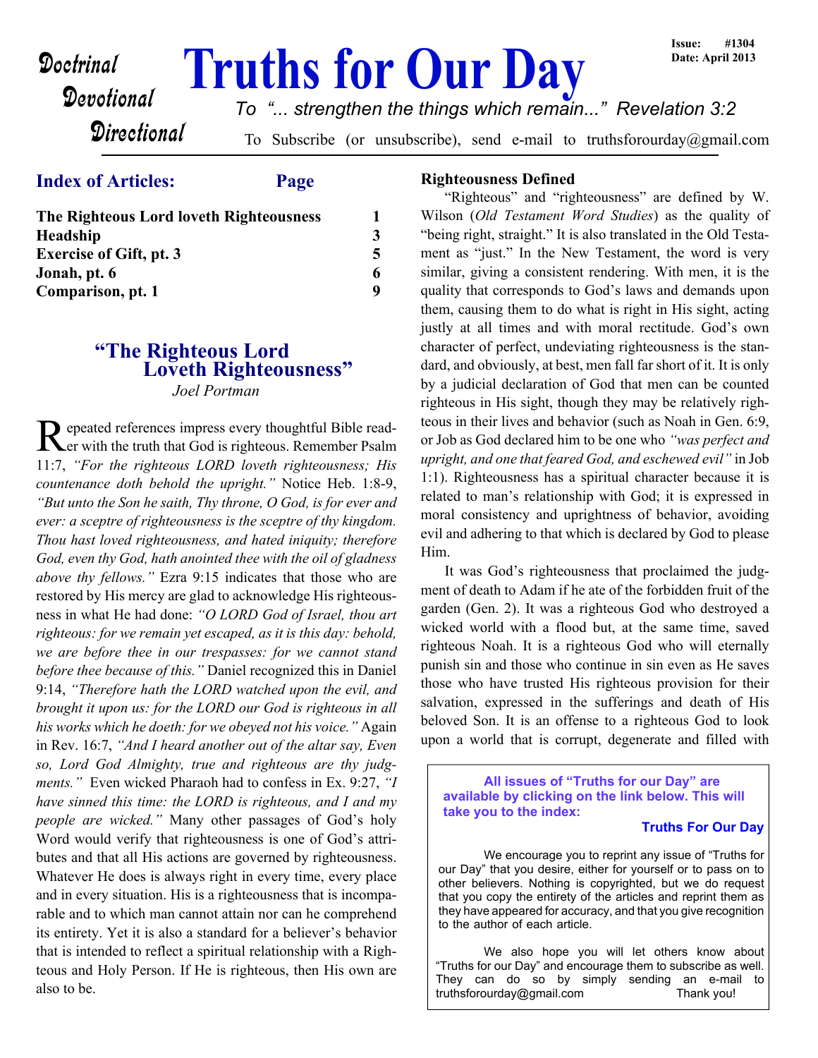**Doctrinal**
**Devotional**
**Directional**

# Truths for Our Day

Issue: #1304
Date: April 2013

*To "... strengthen the things which remain..." Revelation 3:2*

To Subscribe (or unsubscribe), send e-mail to truthsforourday@gmail.com

## Index of Articles:

| Article | Page |
|---|---|
| **The Righteous Lord loveth Righteousness** | **1** |
| **Headship** | **3** |
| **Exercise of Gift, pt. 3** | **5** |
| **Jonah, pt. 6** | **6** |
| **Comparison, pt. 1** | **9** |

## "The Righteous Lord Loveth Righteousness"

*Joel Portman*

Repeated references impress every thoughtful Bible reader with the truth that God is righteous. Remember Psalm 11:7, *"For the righteous LORD loveth righteousness; His countenance doth behold the upright."* Notice Heb. 1:8-9, *"But unto the Son he saith, Thy throne, O God, is for ever and ever: a sceptre of righteousness is the sceptre of thy kingdom. Thou hast loved righteousness, and hated iniquity; therefore God, even thy God, hath anointed thee with the oil of gladness above thy fellows."* Ezra 9:15 indicates that those who are restored by His mercy are glad to acknowledge His righteousness in what He had done: *"O LORD God of Israel, thou art righteous: for we remain yet escaped, as it is this day: behold, we are before thee in our trespasses: for we cannot stand before thee because of this."* Daniel recognized this in Daniel 9:14, *"Therefore hath the LORD watched upon the evil, and brought it upon us: for the LORD our God is righteous in all his works which he doeth: for we obeyed not his voice."* Again in Rev. 16:7, *"And I heard another out of the altar say, Even so, Lord God Almighty, true and righteous are thy judgments."* Even wicked Pharaoh had to confess in Ex. 9:27, *"I have sinned this time: the LORD is righteous, and I and my people are wicked."* Many other passages of God's holy Word would verify that righteousness is one of God's attributes and that all His actions are governed by righteousness. Whatever He does is always right in every time, every place and in every situation. His is a righteousness that is incomparable and to which man cannot attain nor can he comprehend its entirety. Yet it is also a standard for a believer's behavior that is intended to reflect a spiritual relationship with a Righteous and Holy Person. If He is righteous, then His own are also to be.

### Righteousness Defined

"Righteous" and "righteousness" are defined by W. Wilson (*Old Testament Word Studies*) as the quality of "being right, straight." It is also translated in the Old Testament as "just." In the New Testament, the word is very similar, giving a consistent rendering. With men, it is the quality that corresponds to God's laws and demands upon them, causing them to do what is right in His sight, acting justly at all times and with moral rectitude. God's own character of perfect, undeviating righteousness is the standard, and obviously, at best, men fall far short of it. It is only by a judicial declaration of God that men can be counted righteous in His sight, though they may be relatively righteous in their lives and behavior (such as Noah in Gen. 6:9, or Job as God declared him to be one who *"was perfect and upright, and one that feared God, and eschewed evil"* in Job 1:1). Righteousness has a spiritual character because it is related to man's relationship with God; it is expressed in moral consistency and uprightness of behavior, avoiding evil and adhering to that which is declared by God to please Him.

It was God's righteousness that proclaimed the judgment of death to Adam if he ate of the forbidden fruit of the garden (Gen. 2). It was a righteous God who destroyed a wicked world with a flood but, at the same time, saved righteous Noah. It is a righteous God who will eternally punish sin and those who continue in sin even as He saves those who have trusted His righteous provision for their salvation, expressed in the sufferings and death of His beloved Son. It is an offense to a righteous God to look upon a world that is corrupt, degenerate and filled with

**All issues of "Truths for our Day" are available by clicking on the link below. This will take you to the index:**

**Truths For Our Day**

We encourage you to reprint any issue of "Truths for our Day" that you desire, either for yourself or to pass on to other believers. Nothing is copyrighted, but we do request that you copy the entirety of the articles and reprint them as they have appeared for accuracy, and that you give recognition to the author of each article.

We also hope you will let others know about "Truths for our Day" and encourage them to subscribe as well. They can do so by simply sending an e-mail to truthsforourday@gmail.com Thank you!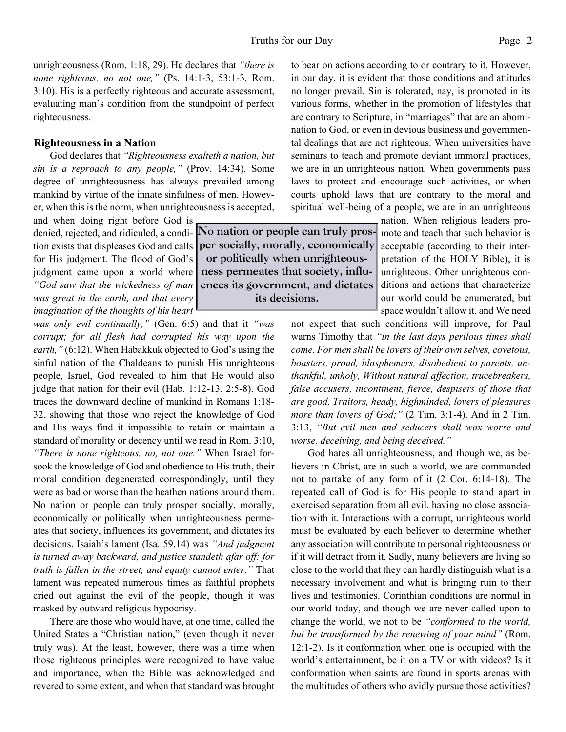unrighteousness (Rom. 1:18, 29). He declares that *"there is none righteous, no not one,"* (Ps. 14:1-3, 53:1-3, Rom. 3:10). His is a perfectly righteous and accurate assessment, evaluating man's condition from the standpoint of perfect righteousness.

### Righteousness in a Nation

God declares that *"Righteousness exalteth a nation, but sin is a reproach to any people,"* (Prov. 14:34). Some degree of unrighteousness has always prevailed among mankind by virtue of the innate sinfulness of men. However, when this is the norm, when unrighteousness is accepted, and when doing right before God is denied, rejected, and ridiculed, a condition exists that displeases God and calls for His judgment. The flood of God's judgment came upon a world where *"God saw that the wickedness of man was great in the earth, and that every imagination of the thoughts of his heart was only evil continually,"* (Gen. 6:5) and that it *"was corrupt; for all flesh had corrupted his way upon the earth,"* (6:12). When Habakkuk objected to God's using the sinful nation of the Chaldeans to punish His unrighteous people, Israel, God revealed to him that He would also judge that nation for their evil (Hab. 1:12-13, 2:5-8). God traces the downward decline of mankind in Romans 1:18-32, showing that those who reject the knowledge of God and His ways find it impossible to retain or maintain a standard of morality or decency until we read in Rom. 3:10, *"There is none righteous, no, not one."* When Israel forsook the knowledge of God and obedience to His truth, their moral condition degenerated correspondingly, until they were as bad or worse than the heathen nations around them. No nation or people can truly prosper socially, morally, economically or politically when unrighteousness permeates that society, influences its government, and dictates its decisions. Isaiah's lament (Isa. 59.14) was *"And judgment is turned away backward, and justice standeth afar off: for truth is fallen in the street, and equity cannot enter."* That lament was repeated numerous times as faithful prophets cried out against the evil of the people, though it was masked by outward religious hypocrisy.

> **No nation or people can truly prosper socially, morally, economically or politically when unrighteousness permeates that society, influences its government, and dictates its decisions.**

There are those who would have, at one time, called the United States a "Christian nation," (even though it never truly was). At the least, however, there was a time when those righteous principles were recognized to have value and importance, when the Bible was acknowledged and revered to some extent, and when that standard was brought to bear on actions according to or contrary to it. However, in our day, it is evident that those conditions and attitudes no longer prevail. Sin is tolerated, nay, is promoted in its various forms, whether in the promotion of lifestyles that are contrary to Scripture, in "marriages" that are an abomination to God, or even in devious business and governmental dealings that are not righteous. When universities have seminars to teach and promote deviant immoral practices, we are in an unrighteous nation. When governments pass laws to protect and encourage such activities, or when courts uphold laws that are contrary to the moral and spiritual well-being of a people, we are in an unrighteous nation. When religious leaders promote and teach that such behavior is acceptable (according to their interpretation of the HOLY Bible), it is unrighteous. Other unrighteous conditions and actions that characterize our world could be enumerated, but space wouldn't allow it. and We need not expect that such conditions will improve, for Paul warns Timothy that *"in the last days perilous times shall come. For men shall be lovers of their own selves, covetous, boasters, proud, blasphemers, disobedient to parents, unthankful, unholy, Without natural affection, trucebreakers, false accusers, incontinent, fierce, despisers of those that are good, Traitors, heady, highminded, lovers of pleasures more than lovers of God;"* (2 Tim. 3:1-4). And in 2 Tim. 3:13, *"But evil men and seducers shall wax worse and worse, deceiving, and being deceived."*

God hates all unrighteousness, and though we, as believers in Christ, are in such a world, we are commanded not to partake of any form of it (2 Cor. 6:14-18). The repeated call of God is for His people to stand apart in exercised separation from all evil, having no close association with it. Interactions with a corrupt, unrighteous world must be evaluated by each believer to determine whether any association will contribute to personal righteousness or if it will detract from it. Sadly, many believers are living so close to the world that they can hardly distinguish what is a necessary involvement and what is bringing ruin to their lives and testimonies. Corinthian conditions are normal in our world today, and though we are never called upon to change the world, we not to be *"conformed to the world, but be transformed by the renewing of your mind"* (Rom. 12:1-2). Is it conformation when one is occupied with the world's entertainment, be it on a TV or with videos? Is it conformation when saints are found in sports arenas with the multitudes of others who avidly pursue those activities?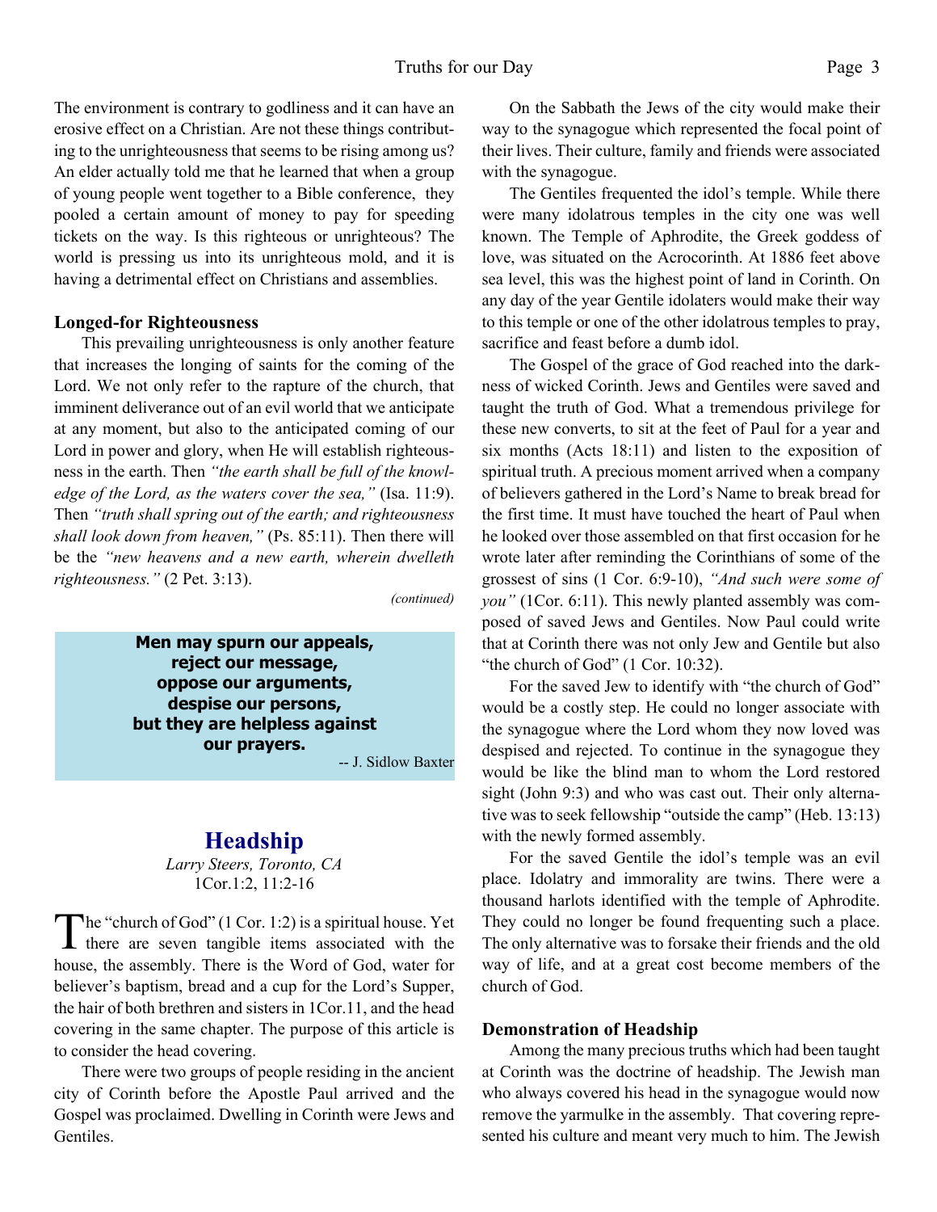The environment is contrary to godliness and it can have an erosive effect on a Christian. Are not these things contributing to the unrighteousness that seems to be rising among us? An elder actually told me that he learned that when a group of young people went together to a Bible conference, they pooled a certain amount of money to pay for speeding tickets on the way. Is this righteous or unrighteous? The world is pressing us into its unrighteous mold, and it is having a detrimental effect on Christians and assemblies.

### Longed-for Righteousness

This prevailing unrighteousness is only another feature that increases the longing of saints for the coming of the Lord. We not only refer to the rapture of the church, that imminent deliverance out of an evil world that we anticipate at any moment, but also to the anticipated coming of our Lord in power and glory, when He will establish righteousness in the earth. Then *"the earth shall be full of the knowledge of the Lord, as the waters cover the sea,"* (Isa. 11:9). Then *"truth shall spring out of the earth; and righteousness shall look down from heaven,"* (Ps. 85:11). Then there will be the *"new heavens and a new earth, wherein dwelleth righteousness."* (2 Pet. 3:13).

*(continued)*

> **Men may spurn our appeals,
> reject our message,
> oppose our arguments,
> despise our persons,
> but they are helpless against
> our prayers.**
>
> -- J. Sidlow Baxter

## Headship

*Larry Steers, Toronto, CA*
1Cor.1:2, 11:2-16

The "church of God" (1 Cor. 1:2) is a spiritual house. Yet there are seven tangible items associated with the house, the assembly. There is the Word of God, water for believer's baptism, bread and a cup for the Lord's Supper, the hair of both brethren and sisters in 1Cor.11, and the head covering in the same chapter. The purpose of this article is to consider the head covering.

There were two groups of people residing in the ancient city of Corinth before the Apostle Paul arrived and the Gospel was proclaimed. Dwelling in Corinth were Jews and Gentiles.

On the Sabbath the Jews of the city would make their way to the synagogue which represented the focal point of their lives. Their culture, family and friends were associated with the synagogue.

The Gentiles frequented the idol's temple. While there were many idolatrous temples in the city one was well known. The Temple of Aphrodite, the Greek goddess of love, was situated on the Acrocorinth. At 1886 feet above sea level, this was the highest point of land in Corinth. On any day of the year Gentile idolaters would make their way to this temple or one of the other idolatrous temples to pray, sacrifice and feast before a dumb idol.

The Gospel of the grace of God reached into the darkness of wicked Corinth. Jews and Gentiles were saved and taught the truth of God. What a tremendous privilege for these new converts, to sit at the feet of Paul for a year and six months (Acts 18:11) and listen to the exposition of spiritual truth. A precious moment arrived when a company of believers gathered in the Lord's Name to break bread for the first time. It must have touched the heart of Paul when he looked over those assembled on that first occasion for he wrote later after reminding the Corinthians of some of the grossest of sins (1 Cor. 6:9-10), *"And such were some of you"* (1Cor. 6:11). This newly planted assembly was composed of saved Jews and Gentiles. Now Paul could write that at Corinth there was not only Jew and Gentile but also "the church of God" (1 Cor. 10:32).

For the saved Jew to identify with "the church of God" would be a costly step. He could no longer associate with the synagogue where the Lord whom they now loved was despised and rejected. To continue in the synagogue they would be like the blind man to whom the Lord restored sight (John 9:3) and who was cast out. Their only alternative was to seek fellowship "outside the camp" (Heb. 13:13) with the newly formed assembly.

For the saved Gentile the idol's temple was an evil place. Idolatry and immorality are twins. There were a thousand harlots identified with the temple of Aphrodite. They could no longer be found frequenting such a place. The only alternative was to forsake their friends and the old way of life, and at a great cost become members of the church of God.

### Demonstration of Headship

Among the many precious truths which had been taught at Corinth was the doctrine of headship. The Jewish man who always covered his head in the synagogue would now remove the yarmulke in the assembly. That covering represented his culture and meant very much to him. The Jewish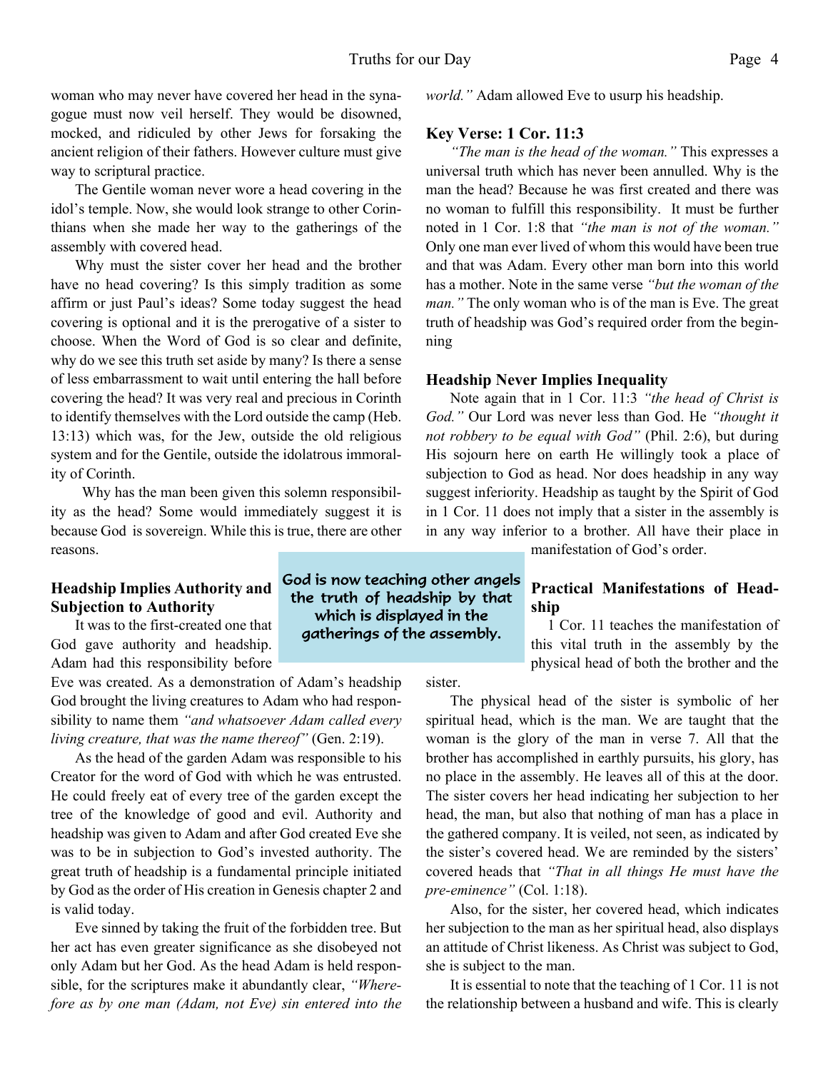woman who may never have covered her head in the synagogue must now veil herself. They would be disowned, mocked, and ridiculed by other Jews for forsaking the ancient religion of their fathers. However culture must give way to scriptural practice.

The Gentile woman never wore a head covering in the idol's temple. Now, she would look strange to other Corinthians when she made her way to the gatherings of the assembly with covered head.

Why must the sister cover her head and the brother have no head covering? Is this simply tradition as some affirm or just Paul's ideas? Some today suggest the head covering is optional and it is the prerogative of a sister to choose. When the Word of God is so clear and definite, why do we see this truth set aside by many? Is there a sense of less embarrassment to wait until entering the hall before covering the head? It was very real and precious in Corinth to identify themselves with the Lord outside the camp (Heb. 13:13) which was, for the Jew, outside the old religious system and for the Gentile, outside the idolatrous immorality of Corinth.

Why has the man been given this solemn responsibility as the head? Some would immediately suggest it is because God is sovereign. While this is true, there are other reasons.

### Headship Implies Authority and Subjection to Authority

It was to the first-created one that God gave authority and headship. Adam had this responsibility before Eve was created. As a demonstration of Adam's headship God brought the living creatures to Adam who had responsibility to name them *"and whatsoever Adam called every living creature, that was the name thereof"* (Gen. 2:19).

As the head of the garden Adam was responsible to his Creator for the word of God with which he was entrusted. He could freely eat of every tree of the garden except the tree of the knowledge of good and evil. Authority and headship was given to Adam and after God created Eve she was to be in subjection to God's invested authority. The great truth of headship is a fundamental principle initiated by God as the order of His creation in Genesis chapter 2 and is valid today.

Eve sinned by taking the fruit of the forbidden tree. But her act has even greater significance as she disobeyed not only Adam but her God. As the head Adam is held responsible, for the scriptures make it abundantly clear, *"Wherefore as by one man (Adam, not Eve) sin entered into the world."* Adam allowed Eve to usurp his headship.

### Key Verse: 1 Cor. 11:3

*"The man is the head of the woman."* This expresses a universal truth which has never been annulled. Why is the man the head? Because he was first created and there was no woman to fulfill this responsibility. It must be further noted in 1 Cor. 1:8 that *"the man is not of the woman."* Only one man ever lived of whom this would have been true and that was Adam. Every other man born into this world has a mother. Note in the same verse *"but the woman of the man."* The only woman who is of the man is Eve. The great truth of headship was God's required order from the beginning

### Headship Never Implies Inequality

Note again that in 1 Cor. 11:3 *"the head of Christ is God."* Our Lord was never less than God. He *"thought it not robbery to be equal with God"* (Phil. 2:6), but during His sojourn here on earth He willingly took a place of subjection to God as head. Nor does headship in any way suggest inferiority. Headship as taught by the Spirit of God in 1 Cor. 11 does not imply that a sister in the assembly is in any way inferior to a brother. All have their place in manifestation of God's order.

> God is now teaching other angels the truth of headship by that which is displayed in the gatherings of the assembly.

### Practical Manifestations of Headship

1 Cor. 11 teaches the manifestation of this vital truth in the assembly by the physical head of both the brother and the sister.

The physical head of the sister is symbolic of her spiritual head, which is the man. We are taught that the woman is the glory of the man in verse 7. All that the brother has accomplished in earthly pursuits, his glory, has no place in the assembly. He leaves all of this at the door. The sister covers her head indicating her subjection to her head, the man, but also that nothing of man has a place in the gathered company. It is veiled, not seen, as indicated by the sister's covered head. We are reminded by the sisters' covered heads that *"That in all things He must have the pre-eminence"* (Col. 1:18).

Also, for the sister, her covered head, which indicates her subjection to the man as her spiritual head, also displays an attitude of Christ likeness. As Christ was subject to God, she is subject to the man.

It is essential to note that the teaching of 1 Cor. 11 is not the relationship between a husband and wife. This is clearly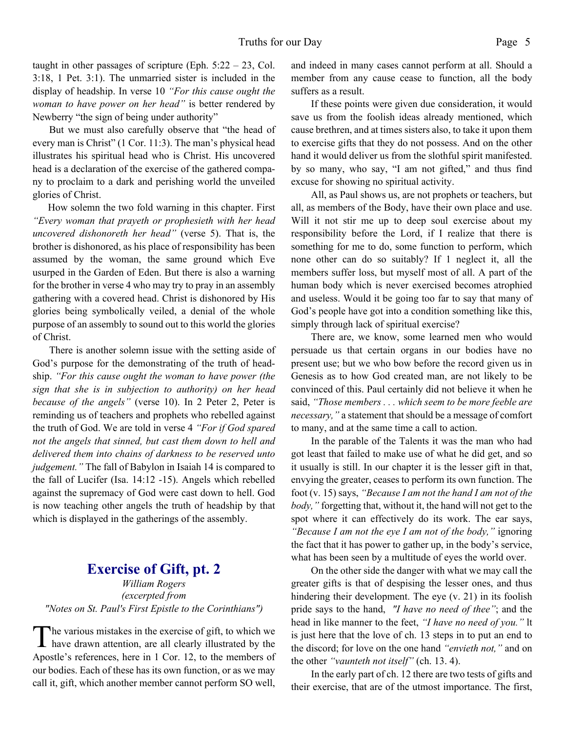taught in other passages of scripture (Eph. 5:22 – 23, Col. 3:18, 1 Pet. 3:1). The unmarried sister is included in the display of headship. In verse 10 *"For this cause ought the woman to have power on her head"* is better rendered by Newberry "the sign of being under authority"

But we must also carefully observe that "the head of every man is Christ" (1 Cor. 11:3). The man's physical head illustrates his spiritual head who is Christ. His uncovered head is a declaration of the exercise of the gathered company to proclaim to a dark and perishing world the unveiled glories of Christ.

How solemn the two fold warning in this chapter. First *"Every woman that prayeth or prophesieth with her head uncovered dishonoreth her head"* (verse 5). That is, the brother is dishonored, as his place of responsibility has been assumed by the woman, the same ground which Eve usurped in the Garden of Eden. But there is also a warning for the brother in verse 4 who may try to pray in an assembly gathering with a covered head. Christ is dishonored by His glories being symbolically veiled, a denial of the whole purpose of an assembly to sound out to this world the glories of Christ.

There is another solemn issue with the setting aside of God's purpose for the demonstrating of the truth of headship. *"For this cause ought the woman to have power (the sign that she is in subjection to authority) on her head because of the angels"* (verse 10). In 2 Peter 2, Peter is reminding us of teachers and prophets who rebelled against the truth of God. We are told in verse 4 *"For if God spared not the angels that sinned, but cast them down to hell and delivered them into chains of darkness to be reserved unto judgement."* The fall of Babylon in Isaiah 14 is compared to the fall of Lucifer (Isa. 14:12 -15). Angels which rebelled against the supremacy of God were cast down to hell. God is now teaching other angels the truth of headship by that which is displayed in the gatherings of the assembly.

## Exercise of Gift, pt. 2

*William Rogers*
*(excerpted from "Notes on St. Paul's First Epistle to the Corinthians")*

The various mistakes in the exercise of gift, to which we have drawn attention, are all clearly illustrated by the Apostle's references, here in 1 Cor. 12, to the members of our bodies. Each of these has its own function, or as we may call it, gift, which another member cannot perform SO well, and indeed in many cases cannot perform at all. Should a member from any cause cease to function, all the body suffers as a result.

If these points were given due consideration, it would save us from the foolish ideas already mentioned, which cause brethren, and at times sisters also, to take it upon them to exercise gifts that they do not possess. And on the other hand it would deliver us from the slothful spirit manifested. by so many, who say, "I am not gifted," and thus find excuse for showing no spiritual activity.

All, as Paul shows us, are not prophets or teachers, but all, as members of the Body, have their own place and use. Will it not stir me up to deep soul exercise about my responsibility before the Lord, if I realize that there is something for me to do, some function to perform, which none other can do so suitably? If 1 neglect it, all the members suffer loss, but myself most of all. A part of the human body which is never exercised becomes atrophied and useless. Would it be going too far to say that many of God's people have got into a condition something like this, simply through lack of spiritual exercise?

There are, we know, some learned men who would persuade us that certain organs in our bodies have no present use; but we who bow before the record given us in Genesis as to how God created man, are not likely to be convinced of this. Paul certainly did not believe it when he said, *"Those members . . . which seem to be more feeble are necessary,"* a statement that should be a message of comfort to many, and at the same time a call to action.

In the parable of the Talents it was the man who had got least that failed to make use of what he did get, and so it usually is still. In our chapter it is the lesser gift in that, envying the greater, ceases to perform its own function. The foot (v. 15) says, *"Because I am not the hand I am not of the body,"* forgetting that, without it, the hand will not get to the spot where it can effectively do its work. The ear says, *"Because I am not the eye I am not of the body,"* ignoring the fact that it has power to gather up, in the body's service, what has been seen by a multitude of eyes the world over.

On the other side the danger with what we may call the greater gifts is that of despising the lesser ones, and thus hindering their development. The eye (v. 21) in its foolish pride says to the hand, *"I have no need of thee"*; and the head in like manner to the feet, *"I have no need of you."* lt is just here that the love of ch. 13 steps in to put an end to the discord; for love on the one hand *"envieth not,"* and on the other *"vaunteth not itself"* (ch. 13. 4).

In the early part of ch. 12 there are two tests of gifts and their exercise, that are of the utmost importance. The first,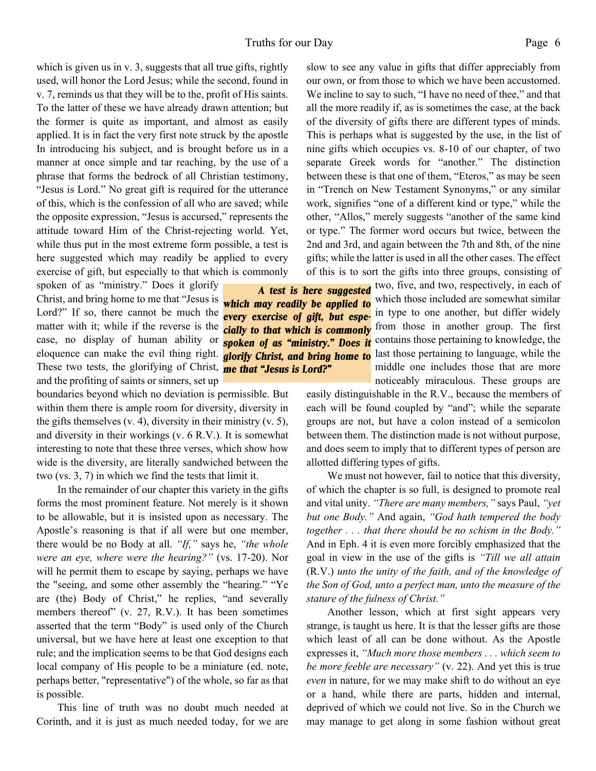which is given us in v. 3, suggests that all true gifts, rightly used, will honor the Lord Jesus; while the second, found in v. 7, reminds us that they will be to the, profit of His saints. To the latter of these we have already drawn attention; but the former is quite as important, and almost as easily applied. It is in fact the very first note struck by the apostle In introducing his subject, and is brought before us in a manner at once simple and tar reaching, by the use of a phrase that forms the bedrock of all Christian testimony, "Jesus is Lord." No great gift is required for the utterance of this, which is the confession of all who are saved; while the opposite expression, "Jesus is accursed," represents the attitude toward Him of the Christ-rejecting world. Yet, while thus put in the most extreme form possible, a test is here suggested which may readily be applied to every exercise of gift, but especially to that which is commonly spoken of as "ministry." Does it glorify Christ, and bring home to me that "Jesus is Lord?" If so, there cannot be much the matter with it; while if the reverse is the case, no display of human ability or eloquence can make the evil thing right. These two tests, the glorifying of Christ, and the profiting of saints or sinners, set up boundaries beyond which no deviation is permissible. But within them there is ample room for diversity, diversity in the gifts themselves (v. 4), diversity in their ministry (v. 5), and diversity in their workings (v. 6 R.V.). It is somewhat interesting to note that these three verses, which show how wide is the diversity, are literally sandwiched between the two (vs. 3, 7) in which we find the tests that limit it.

> ***A test is here suggested which may readily be applied to every exercise of gift, but especially to that which is commonly spoken of as "ministry." Does it glorify Christ, and bring home to me that "Jesus is Lord?"***

In the remainder of our chapter this variety in the gifts forms the most prominent feature. Not merely is it shown to be allowable, but it is insisted upon as necessary. The Apostle's reasoning is that if all were but one member, there would be no Body at all. *"If,"* says he, *"the whole were an eye, where were the hearing?"* (vs. 17-20). Nor will he permit them to escape by saying, perhaps we have the "seeing, and some other assembly the "hearing." "Ye are (the) Body of Christ," he replies, "and severally members thereof" (v. 27, R.V.). It has been sometimes asserted that the term "Body" is used only of the Church universal, but we have here at least one exception to that rule; and the implication seems to be that God designs each local company of His people to be a miniature (ed. note, perhaps better, "representative") of the whole, so far as that is possible.

This line of truth was no doubt much needed at Corinth, and it is just as much needed today, for we are slow to see any value in gifts that differ appreciably from our own, or from those to which we have been accustomed. We incline to say to such, "I have no need of thee," and that all the more readily if, as is sometimes the case, at the back of the diversity of gifts there are different types of minds. This is perhaps what is suggested by the use, in the list of nine gifts which occupies vs. 8-10 of our chapter, of two separate Greek words for "another." The distinction between these is that one of them, "Eteros," as may be seen in "Trench on New Testament Synonyms," or any similar work, signifies "one of a different kind or type," while the other, "Allos," merely suggests "another of the same kind or type." The former word occurs but twice, between the 2nd and 3rd, and again between the 7th and 8th, of the nine gifts; while the latter is used in all the other cases. The effect of this is to sort the gifts into three groups, consisting of two, five, and two, respectively, in each of which those included are somewhat similar in type to one another, but differ widely from those in another group. The first contains those pertaining to knowledge, the last those pertaining to language, while the middle one includes those that are more noticeably miraculous. These groups are easily distinguishable in the R.V., because the members of each will be found coupled by "and"; while the separate groups are not, but have a colon instead of a semicolon between them. The distinction made is not without purpose, and does seem to imply that to different types of person are allotted differing types of gifts.

We must not however, fail to notice that this diversity, of which the chapter is so full, is designed to promote real and vital unity. *"There are many members,"* says Paul, *"yet but one Body."* And again, *"God hath tempered the body together . . . that there should be no schism in the Body."* And in Eph. 4 it is even more forcibly emphasized that the goal in view in the use of the gifts is *"Till we all attain* (R.V.) *unto the unity of the faith, and of the knowledge of the Son of God, unto a perfect man, unto the measure of the stature of the fulness of Christ."*

Another lesson, which at first sight appears very strange, is taught us here. It is that the lesser gifts are those which least of all can be done without. As the Apostle expresses it, *"Much more those members . . . which seem to be more feeble are necessary"* (v. 22). And yet this is true *even* in nature, for we may make shift to do without an eye or a hand, while there are parts, hidden and internal, deprived of which we could not live. So in the Church we may manage to get along in some fashion without great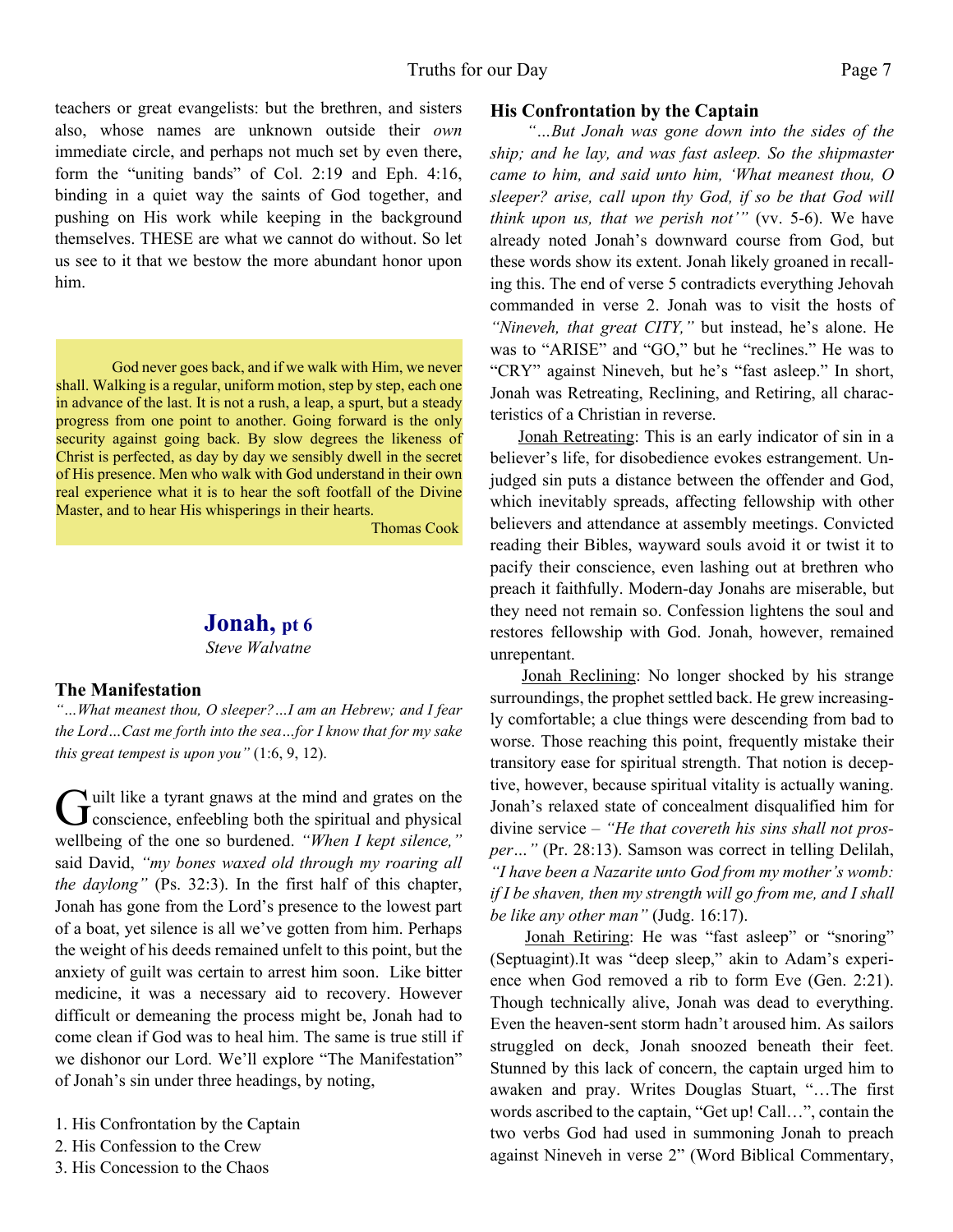teachers or great evangelists: but the brethren, and sisters also, whose names are unknown outside their *own* immediate circle, and perhaps not much set by even there, form the "uniting bands" of Col. 2:19 and Eph. 4:16, binding in a quiet way the saints of God together, and pushing on His work while keeping in the background themselves. THESE are what we cannot do without. So let us see to it that we bestow the more abundant honor upon him.

> God never goes back, and if we walk with Him, we never shall. Walking is a regular, uniform motion, step by step, each one in advance of the last. It is not a rush, a leap, a spurt, but a steady progress from one point to another. Going forward is the only security against going back. By slow degrees the likeness of Christ is perfected, as day by day we sensibly dwell in the secret of His presence. Men who walk with God understand in their own real experience what it is to hear the soft footfall of the Divine Master, and to hear His whisperings in their hearts.
>
> Thomas Cook

## Jonah, pt 6

*Steve Walvatne*

### The Manifestation

*"…What meanest thou, O sleeper?…I am an Hebrew; and I fear the Lord…Cast me forth into the sea…for I know that for my sake this great tempest is upon you"* (1:6, 9, 12).

Guilt like a tyrant gnaws at the mind and grates on the conscience, enfeebling both the spiritual and physical wellbeing of the one so burdened. *"When I kept silence,"* said David, *"my bones waxed old through my roaring all the daylong"* (Ps. 32:3). In the first half of this chapter, Jonah has gone from the Lord's presence to the lowest part of a boat, yet silence is all we've gotten from him. Perhaps the weight of his deeds remained unfelt to this point, but the anxiety of guilt was certain to arrest him soon. Like bitter medicine, it was a necessary aid to recovery. However difficult or demeaning the process might be, Jonah had to come clean if God was to heal him. The same is true still if we dishonor our Lord. We'll explore "The Manifestation" of Jonah's sin under three headings, by noting,

1. His Confrontation by the Captain
2. His Confession to the Crew
3. His Concession to the Chaos

### His Confrontation by the Captain

*"…But Jonah was gone down into the sides of the ship; and he lay, and was fast asleep. So the shipmaster came to him, and said unto him, 'What meanest thou, O sleeper? arise, call upon thy God, if so be that God will think upon us, that we perish not'"* (vv. 5-6). We have already noted Jonah's downward course from God, but these words show its extent. Jonah likely groaned in recalling this. The end of verse 5 contradicts everything Jehovah commanded in verse 2. Jonah was to visit the hosts of *"Nineveh, that great CITY,"* but instead, he's alone. He was to "ARISE" and "GO," but he "reclines." He was to "CRY" against Nineveh, but he's "fast asleep." In short, Jonah was Retreating, Reclining, and Retiring, all characteristics of a Christian in reverse.

<u>Jonah Retreating</u>: This is an early indicator of sin in a believer's life, for disobedience evokes estrangement. Unjudged sin puts a distance between the offender and God, which inevitably spreads, affecting fellowship with other believers and attendance at assembly meetings. Convicted reading their Bibles, wayward souls avoid it or twist it to pacify their conscience, even lashing out at brethren who preach it faithfully. Modern-day Jonahs are miserable, but they need not remain so. Confession lightens the soul and restores fellowship with God. Jonah, however, remained unrepentant.

<u>Jonah Reclining</u>: No longer shocked by his strange surroundings, the prophet settled back. He grew increasingly comfortable; a clue things were descending from bad to worse. Those reaching this point, frequently mistake their transitory ease for spiritual strength. That notion is deceptive, however, because spiritual vitality is actually waning. Jonah's relaxed state of concealment disqualified him for divine service – *"He that covereth his sins shall not prosper…"* (Pr. 28:13). Samson was correct in telling Delilah, *"I have been a Nazarite unto God from my mother's womb: if I be shaven, then my strength will go from me, and I shall be like any other man"* (Judg. 16:17).

<u>Jonah Retiring</u>: He was "fast asleep" or "snoring" (Septuagint).It was "deep sleep," akin to Adam's experience when God removed a rib to form Eve (Gen. 2:21). Though technically alive, Jonah was dead to everything. Even the heaven-sent storm hadn't aroused him. As sailors struggled on deck, Jonah snoozed beneath their feet. Stunned by this lack of concern, the captain urged him to awaken and pray. Writes Douglas Stuart, "…The first words ascribed to the captain, "Get up! Call…", contain the two verbs God had used in summoning Jonah to preach against Nineveh in verse 2" (Word Biblical Commentary,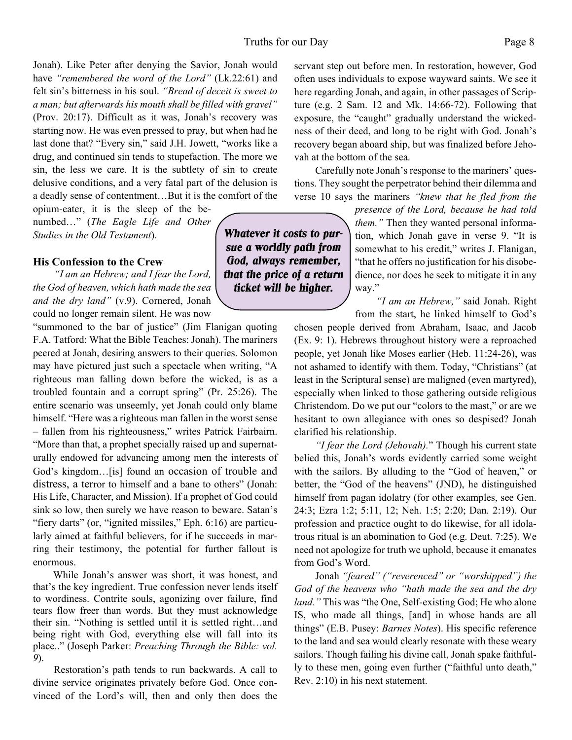Jonah). Like Peter after denying the Savior, Jonah would have *"remembered the word of the Lord"* (Lk.22:61) and felt sin's bitterness in his soul. *"Bread of deceit is sweet to a man; but afterwards his mouth shall be filled with gravel"* (Prov. 20:17). Difficult as it was, Jonah's recovery was starting now. He was even pressed to pray, but when had he last done that? "Every sin," said J.H. Jowett, "works like a drug, and continued sin tends to stupefaction. The more we sin, the less we care. It is the subtlety of sin to create delusive conditions, and a very fatal part of the delusion is a deadly sense of contentment…But it is the comfort of the opium-eater, it is the sleep of the benumbed…" (*The Eagle Life and Other Studies in the Old Testament*).

### His Confession to the Crew

*"I am an Hebrew; and I fear the Lord, the God of heaven, which hath made the sea and the dry land"* (v.9). Cornered, Jonah could no longer remain silent. He was now "summoned to the bar of justice" (Jim Flanigan quoting F.A. Tatford: What the Bible Teaches: Jonah). The mariners peered at Jonah, desiring answers to their queries. Solomon may have pictured just such a spectacle when writing, "A righteous man falling down before the wicked, is as a troubled fountain and a corrupt spring" (Pr. 25:26). The entire scenario was unseemly, yet Jonah could only blame himself. "Here was a righteous man fallen in the worst sense – fallen from his righteousness," writes Patrick Fairbairn. "More than that, a prophet specially raised up and supernaturally endowed for advancing among men the interests of God's kingdom…[is] found an occasion of trouble and distress, a terror to himself and a bane to others" (Jonah: His Life, Character, and Mission). If a prophet of God could sink so low, then surely we have reason to beware. Satan's "fiery darts" (or, "ignited missiles," Eph. 6:16) are particularly aimed at faithful believers, for if he succeeds in marring their testimony, the potential for further fallout is enormous.

While Jonah's answer was short, it was honest, and that's the key ingredient. True confession never lends itself to wordiness. Contrite souls, agonizing over failure, find tears flow freer than words. But they must acknowledge their sin. "Nothing is settled until it is settled right…and being right with God, everything else will fall into its place.." (Joseph Parker: *Preaching Through the Bible: vol. 9*).

Restoration's path tends to run backwards. A call to divine service originates privately before God. Once convinced of the Lord's will, then and only then does the servant step out before men. In restoration, however, God often uses individuals to expose wayward saints. We see it here regarding Jonah, and again, in other passages of Scripture (e.g. 2 Sam. 12 and Mk. 14:66-72). Following that exposure, the "caught" gradually understand the wickedness of their deed, and long to be right with God. Jonah's recovery began aboard ship, but was finalized before Jehovah at the bottom of the sea.

**_Whatever it costs to pursue a worldly path from God, always remember, that the price of a return ticket will be higher._**

Carefully note Jonah's response to the mariners' questions. They sought the perpetrator behind their dilemma and verse 10 says the mariners *"knew that he fled from the presence of the Lord, because he had told them."* Then they wanted personal information, which Jonah gave in verse 9. "It is somewhat to his credit," writes J. Flanigan, "that he offers no justification for his disobedience, nor does he seek to mitigate it in any way."

*"I am an Hebrew,"* said Jonah. Right from the start, he linked himself to God's chosen people derived from Abraham, Isaac, and Jacob (Ex. 9: 1). Hebrews throughout history were a reproached people, yet Jonah like Moses earlier (Heb. 11:24-26), was not ashamed to identify with them. Today, "Christians" (at least in the Scriptural sense) are maligned (even martyred), especially when linked to those gathering outside religious Christendom. Do we put our "colors to the mast," or are we hesitant to own allegiance with ones so despised? Jonah clarified his relationship.

*"I fear the Lord (Jehovah).*" Though his current state belied this, Jonah's words evidently carried some weight with the sailors. By alluding to the "God of heaven," or better, the "God of the heavens" (JND), he distinguished himself from pagan idolatry (for other examples, see Gen. 24:3; Ezra 1:2; 5:11, 12; Neh. 1:5; 2:20; Dan. 2:19). Our profession and practice ought to do likewise, for all idolatrous ritual is an abomination to God (e.g. Deut. 7:25). We need not apologize for truth we uphold, because it emanates from God's Word.

Jonah *"feared" ("reverenced" or "worshipped") the God of the heavens who "hath made the sea and the dry land."* This was "the One, Self-existing God; He who alone IS, who made all things, [and] in whose hands are all things" (E.B. Pusey: *Barnes Notes*). His specific reference to the land and sea would clearly resonate with these weary sailors. Though failing his divine call, Jonah spake faithfully to these men, going even further ("faithful unto death," Rev. 2:10) in his next statement.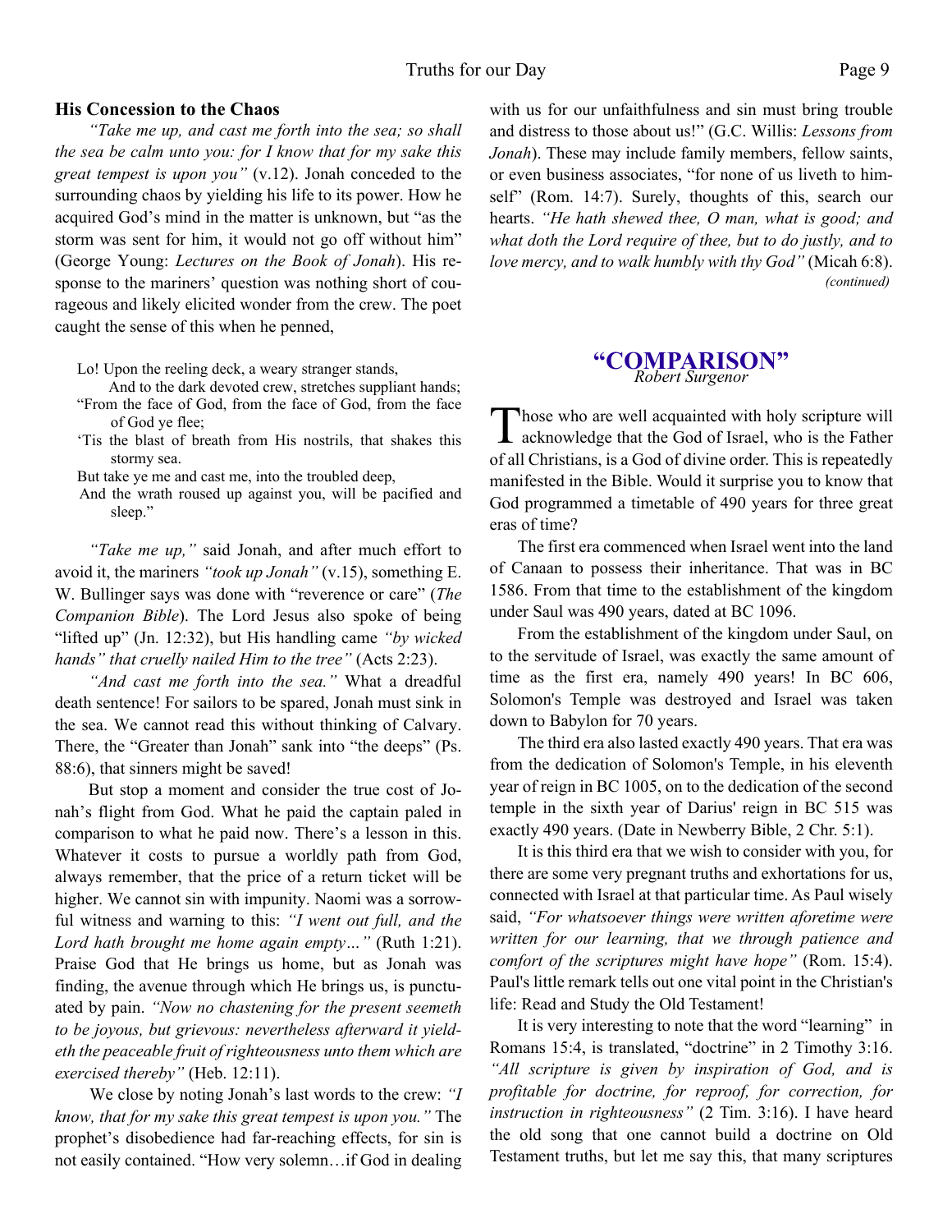### His Concession to the Chaos

*"Take me up, and cast me forth into the sea; so shall the sea be calm unto you: for I know that for my sake this great tempest is upon you"* (v.12). Jonah conceded to the surrounding chaos by yielding his life to its power. How he acquired God's mind in the matter is unknown, but "as the storm was sent for him, it would not go off without him" (George Young: *Lectures on the Book of Jonah*). His response to the mariners' question was nothing short of courageous and likely elicited wonder from the crew. The poet caught the sense of this when he penned,

> Lo! Upon the reeling deck, a weary stranger stands,
> And to the dark devoted crew, stretches suppliant hands;
> "From the face of God, from the face of God, from the face of God ye flee;
> 'Tis the blast of breath from His nostrils, that shakes this stormy sea.
> But take ye me and cast me, into the troubled deep,
> And the wrath roused up against you, will be pacified and sleep."

*"Take me up,"* said Jonah, and after much effort to avoid it, the mariners *"took up Jonah"* (v.15), something E. W. Bullinger says was done with "reverence or care" (*The Companion Bible*). The Lord Jesus also spoke of being "lifted up" (Jn. 12:32), but His handling came *"by wicked hands" that cruelly nailed Him to the tree"* (Acts 2:23).

*"And cast me forth into the sea."* What a dreadful death sentence! For sailors to be spared, Jonah must sink in the sea. We cannot read this without thinking of Calvary. There, the "Greater than Jonah" sank into "the deeps" (Ps. 88:6), that sinners might be saved!

But stop a moment and consider the true cost of Jonah's flight from God. What he paid the captain paled in comparison to what he paid now. There's a lesson in this. Whatever it costs to pursue a worldly path from God, always remember, that the price of a return ticket will be higher. We cannot sin with impunity. Naomi was a sorrowful witness and warning to this: *"I went out full, and the Lord hath brought me home again empty…"* (Ruth 1:21). Praise God that He brings us home, but as Jonah was finding, the avenue through which He brings us, is punctuated by pain. *"Now no chastening for the present seemeth to be joyous, but grievous: nevertheless afterward it yieldeth the peaceable fruit of righteousness unto them which are exercised thereby"* (Heb. 12:11).

We close by noting Jonah's last words to the crew: *"I know, that for my sake this great tempest is upon you."* The prophet's disobedience had far-reaching effects, for sin is not easily contained. "How very solemn…if God in dealing with us for our unfaithfulness and sin must bring trouble and distress to those about us!" (G.C. Willis: *Lessons from Jonah*). These may include family members, fellow saints, or even business associates, "for none of us liveth to himself" (Rom. 14:7). Surely, thoughts of this, search our hearts. *"He hath shewed thee, O man, what is good; and what doth the Lord require of thee, but to do justly, and to love mercy, and to walk humbly with thy God"* (Micah 6:8).

*(continued)*

## "COMPARISON"

*Robert Surgenor*

Those who are well acquainted with holy scripture will acknowledge that the God of Israel, who is the Father of all Christians, is a God of divine order. This is repeatedly manifested in the Bible. Would it surprise you to know that God programmed a timetable of 490 years for three great eras of time?

The first era commenced when Israel went into the land of Canaan to possess their inheritance. That was in BC 1586. From that time to the establishment of the kingdom under Saul was 490 years, dated at BC 1096.

From the establishment of the kingdom under Saul, on to the servitude of Israel, was exactly the same amount of time as the first era, namely 490 years! In BC 606, Solomon's Temple was destroyed and Israel was taken down to Babylon for 70 years.

The third era also lasted exactly 490 years. That era was from the dedication of Solomon's Temple, in his eleventh year of reign in BC 1005, on to the dedication of the second temple in the sixth year of Darius' reign in BC 515 was exactly 490 years. (Date in Newberry Bible, 2 Chr. 5:1).

It is this third era that we wish to consider with you, for there are some very pregnant truths and exhortations for us, connected with Israel at that particular time. As Paul wisely said, *"For whatsoever things were written aforetime were written for our learning, that we through patience and comfort of the scriptures might have hope"* (Rom. 15:4). Paul's little remark tells out one vital point in the Christian's life: Read and Study the Old Testament!

It is very interesting to note that the word "learning" in Romans 15:4, is translated, "doctrine" in 2 Timothy 3:16. *"All scripture is given by inspiration of God, and is profitable for doctrine, for reproof, for correction, for instruction in righteousness"* (2 Tim. 3:16). I have heard the old song that one cannot build a doctrine on Old Testament truths, but let me say this, that many scriptures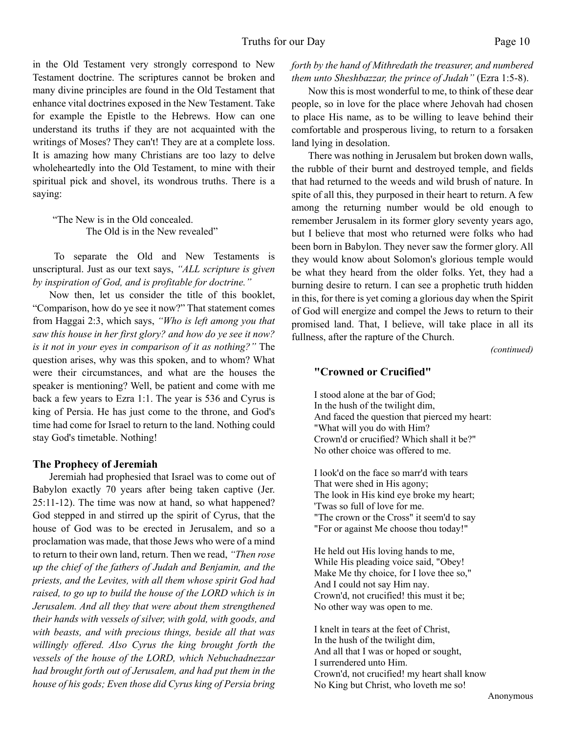in the Old Testament very strongly correspond to New Testament doctrine. The scriptures cannot be broken and many divine principles are found in the Old Testament that enhance vital doctrines exposed in the New Testament. Take for example the Epistle to the Hebrews. How can one understand its truths if they are not acquainted with the writings of Moses? They can't! They are at a complete loss. It is amazing how many Christians are too lazy to delve wholeheartedly into the Old Testament, to mine with their spiritual pick and shovel, its wondrous truths. There is a saying:

> "The New is in the Old concealed.
> The Old is in the New revealed"

To separate the Old and New Testaments is unscriptural. Just as our text says, *"ALL scripture is given by inspiration of God, and is profitable for doctrine."*

Now then, let us consider the title of this booklet, "Comparison, how do ye see it now?" That statement comes from Haggai 2:3, which says, *"Who is left among you that saw this house in her first glory? and how do ye see it now? is it not in your eyes in comparison of it as nothing?"* The question arises, why was this spoken, and to whom? What were their circumstances, and what are the houses the speaker is mentioning? Well, be patient and come with me back a few years to Ezra 1:1. The year is 536 and Cyrus is king of Persia. He has just come to the throne, and God's time had come for Israel to return to the land. Nothing could stay God's timetable. Nothing!

### The Prophecy of Jeremiah

Jeremiah had prophesied that Israel was to come out of Babylon exactly 70 years after being taken captive (Jer. 25:11-12). The time was now at hand, so what happened? God stepped in and stirred up the spirit of Cyrus, that the house of God was to be erected in Jerusalem, and so a proclamation was made, that those Jews who were of a mind to return to their own land, return. Then we read, *"Then rose up the chief of the fathers of Judah and Benjamin, and the priests, and the Levites, with all them whose spirit God had raised, to go up to build the house of the LORD which is in Jerusalem. And all they that were about them strengthened their hands with vessels of silver, with gold, with goods, and with beasts, and with precious things, beside all that was willingly offered. Also Cyrus the king brought forth the vessels of the house of the LORD, which Nebuchadnezzar had brought forth out of Jerusalem, and had put them in the house of his gods; Even those did Cyrus king of Persia bring forth by the hand of Mithredath the treasurer, and numbered them unto Sheshbazzar, the prince of Judah"* (Ezra 1:5-8).

Now this is most wonderful to me, to think of these dear people, so in love for the place where Jehovah had chosen to place His name, as to be willing to leave behind their comfortable and prosperous living, to return to a forsaken land lying in desolation.

There was nothing in Jerusalem but broken down walls, the rubble of their burnt and destroyed temple, and fields that had returned to the weeds and wild brush of nature. In spite of all this, they purposed in their heart to return. A few among the returning number would be old enough to remember Jerusalem in its former glory seventy years ago, but I believe that most who returned were folks who had been born in Babylon. They never saw the former glory. All they would know about Solomon's glorious temple would be what they heard from the older folks. Yet, they had a burning desire to return. I can see a prophetic truth hidden in this, for there is yet coming a glorious day when the Spirit of God will energize and compel the Jews to return to their promised land. That, I believe, will take place in all its fullness, after the rapture of the Church.

*(continued)*

### "Crowned or Crucified"

I stood alone at the bar of God;
In the hush of the twilight dim,
And faced the question that pierced my heart:
"What will you do with Him?
Crown'd or crucified? Which shall it be?"
No other choice was offered to me.

I look'd on the face so marr'd with tears
That were shed in His agony;
The look in His kind eye broke my heart;
'Twas so full of love for me.
"The crown or the Cross" it seem'd to say
"For or against Me choose thou today!"

He held out His loving hands to me,
While His pleading voice said, "Obey!
Make Me thy choice, for I love thee so,"
And I could not say Him nay.
Crown'd, not crucified! this must it be;
No other way was open to me.

I knelt in tears at the feet of Christ,
In the hush of the twilight dim,
And all that I was or hoped or sought,
I surrendered unto Him.
Crown'd, not crucified! my heart shall know
No King but Christ, who loveth me so!

Anonymous